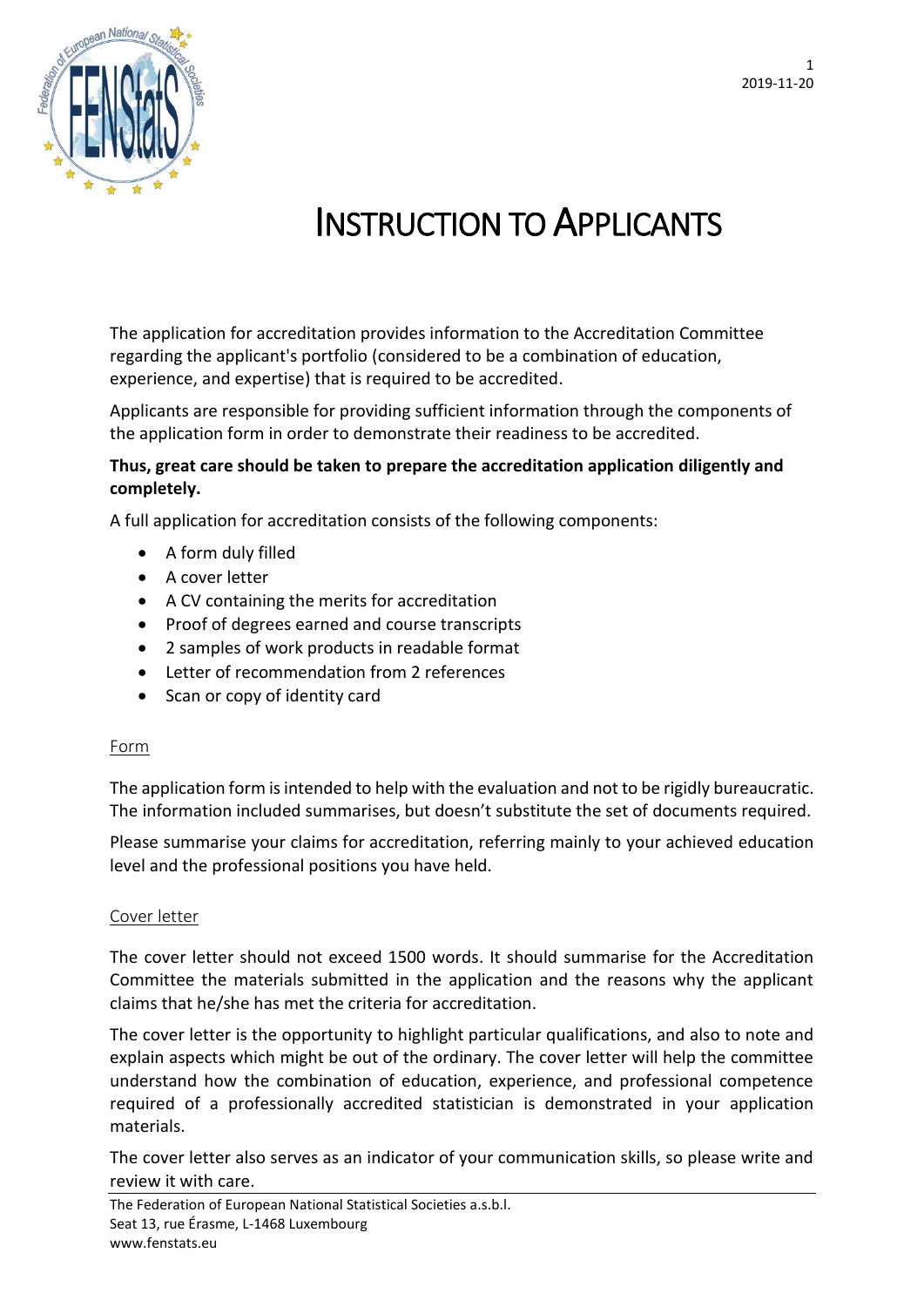# INSTRUCTION TO APPLICANTS

The application for accreditation provides information to the Accreditation Committee regarding the applicant's portfolio (considered to be a combination of education, experience, and expertise) that is required to be accredited.

Applicants are responsible for providing sufficient information through the components of the application form in order to demonstrate their readiness to be accredited.

**Thus, great care should be taken to prepare the accreditation application diligently and completely.**

A full application for accreditation consists of the following components:

- A form duly filled
- A cover letter
- A CV containing the merits for accreditation
- Proof of degrees earned and course transcripts
- 2 samples of work products in readable format
- Letter of recommendation from 2 references
- Scan or copy of identity card

## Form

The application form is intended to help with the evaluation and not to be rigidly bureaucratic. The information included summarises, but doesn't substitute the set of documents required.

Please summarise your claims for accreditation, referring mainly to your achieved education level and the professional positions you have held.

## Cover letter

The cover letter should not exceed 1500 words. It should summarise for the Accreditation Committee the materials submitted in the application and the reasons why the applicant claims that he/she has met the criteria for accreditation.

The cover letter is the opportunity to highlight particular qualifications, and also to note and explain aspects which might be out of the ordinary. The cover letter will help the committee understand how the combination of education, experience, and professional competence required of a professionally accredited statistician is demonstrated in your application materials.

The cover letter also serves as an indicator of your communication skills, so please write and review it with care.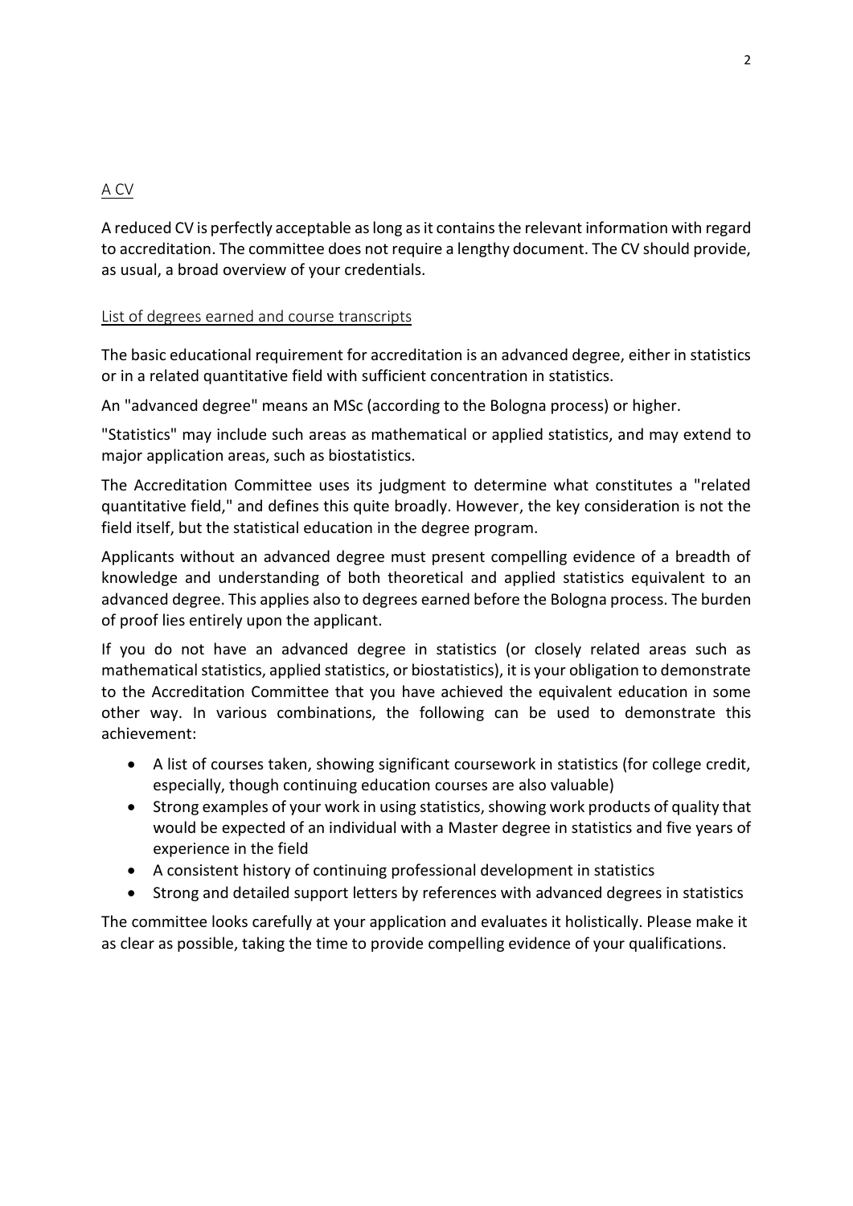## A CV

A reduced CV is perfectly acceptable as long as it contains the relevant information with regard to accreditation. The committee does not require a lengthy document. The CV should provide, as usual, a broad overview of your credentials.

### List of degrees earned and course transcripts

The basic educational requirement for accreditation is an advanced degree, either in statistics or in a related quantitative field with sufficient concentration in statistics.

An "advanced degree" means an MSc (according to the Bologna process) or higher.

"Statistics" may include such areas as mathematical or applied statistics, and may extend to major application areas, such as biostatistics.

The Accreditation Committee uses its judgment to determine what constitutes a "related quantitative field," and defines this quite broadly. However, the key consideration is not the field itself, but the statistical education in the degree program.

Applicants without an advanced degree must present compelling evidence of a breadth of knowledge and understanding of both theoretical and applied statistics equivalent to an advanced degree. This applies also to degrees earned before the Bologna process. The burden of proof lies entirely upon the applicant.

If you do not have an advanced degree in statistics (or closely related areas such as mathematical statistics, applied statistics, or biostatistics), it is your obligation to demonstrate to the Accreditation Committee that you have achieved the equivalent education in some other way. In various combinations, the following can be used to demonstrate this achievement:

- A list of courses taken, showing significant coursework in statistics (for college credit, especially, though continuing education courses are also valuable)
- Strong examples of your work in using statistics, showing work products of quality that would be expected of an individual with a Master degree in statistics and five years of experience in the field
- A consistent history of continuing professional development in statistics
- Strong and detailed support letters by references with advanced degrees in statistics

The committee looks carefully at your application and evaluates it holistically. Please make it as clear as possible, taking the time to provide compelling evidence of your qualifications.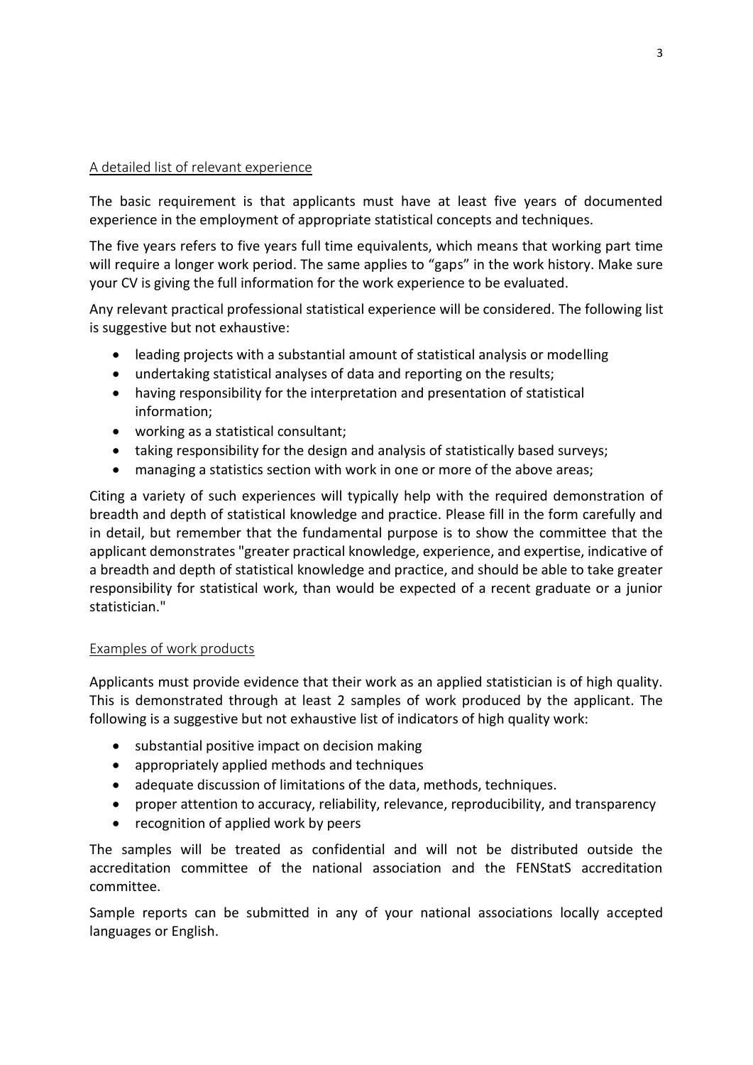## A detailed list of relevant experience

The basic requirement is that applicants must have at least five years of documented experience in the employment of appropriate statistical concepts and techniques.

The five years refers to five years full time equivalents, which means that working part time will require a longer work period. The same applies to "gaps" in the work history. Make sure your CV is giving the full information for the work experience to be evaluated.

Any relevant practical professional statistical experience will be considered. The following list is suggestive but not exhaustive:

- leading projects with a substantial amount of statistical analysis or modelling
- undertaking statistical analyses of data and reporting on the results;
- having responsibility for the interpretation and presentation of statistical information;
- working as a statistical consultant;
- taking responsibility for the design and analysis of statistically based surveys;
- managing a statistics section with work in one or more of the above areas;

Citing a variety of such experiences will typically help with the required demonstration of breadth and depth of statistical knowledge and practice. Please fill in the form carefully and in detail, but remember that the fundamental purpose is to show the committee that the applicant demonstrates "greater practical knowledge, experience, and expertise, indicative of a breadth and depth of statistical knowledge and practice, and should be able to take greater responsibility for statistical work, than would be expected of a recent graduate or a junior statistician."

## Examples of work products

Applicants must provide evidence that their work as an applied statistician is of high quality. This is demonstrated through at least 2 samples of work produced by the applicant. The following is a suggestive but not exhaustive list of indicators of high quality work:

- substantial positive impact on decision making
- appropriately applied methods and techniques
- adequate discussion of limitations of the data, methods, techniques.
- proper attention to accuracy, reliability, relevance, reproducibility, and transparency
- recognition of applied work by peers

The samples will be treated as confidential and will not be distributed outside the accreditation committee of the national association and the FENStatS accreditation committee.

Sample reports can be submitted in any of your national associations locally accepted languages or English.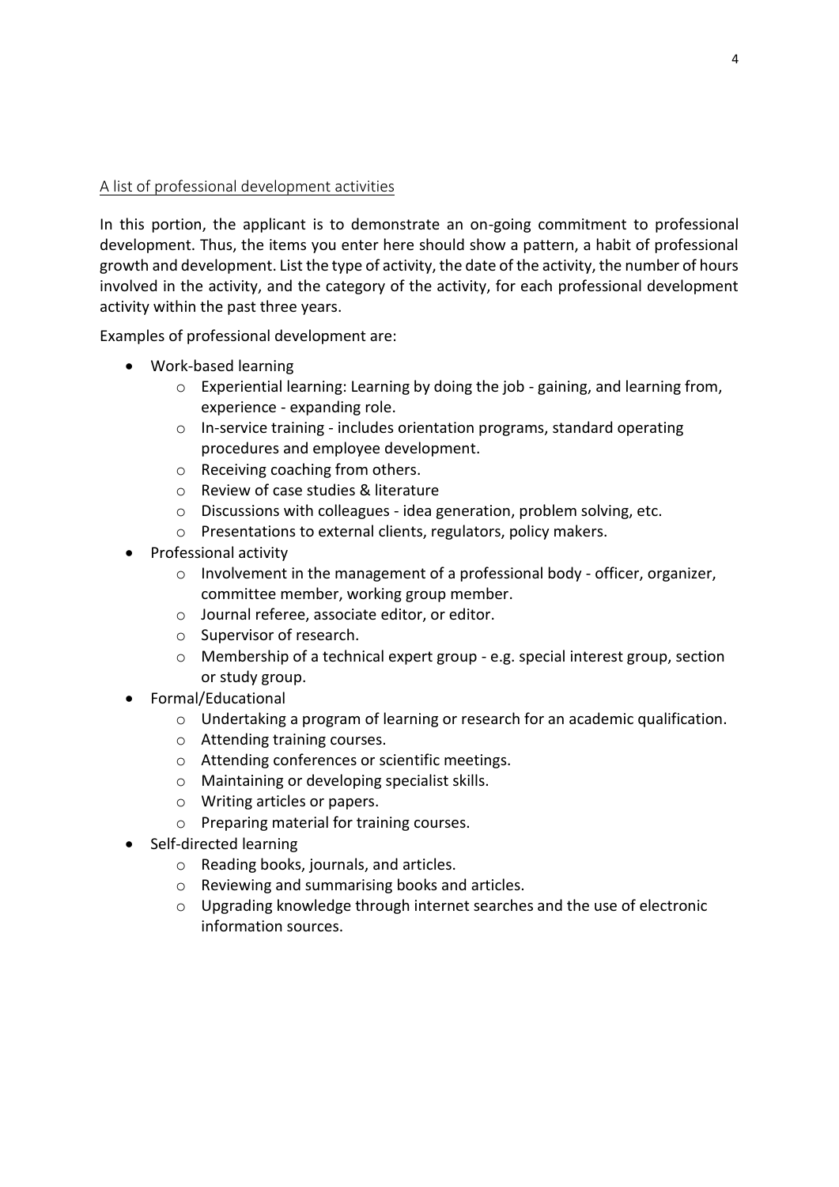## A list of professional development activities

In this portion, the applicant is to demonstrate an on-going commitment to professional development. Thus, the items you enter here should show a pattern, a habit of professional growth and development. List the type of activity, the date of the activity, the number of hours involved in the activity, and the category of the activity, for each professional development activity within the past three years.

Examples of professional development are:

- Work-based learning
  - Experiential learning: Learning by doing the job - gaining, and learning from, experience - expanding role.
  - In-service training - includes orientation programs, standard operating procedures and employee development.
  - Receiving coaching from others.
  - Review of case studies & literature
  - Discussions with colleagues - idea generation, problem solving, etc.
  - Presentations to external clients, regulators, policy makers.
- Professional activity
  - Involvement in the management of a professional body - officer, organizer, committee member, working group member.
  - Journal referee, associate editor, or editor.
  - Supervisor of research.
  - Membership of a technical expert group - e.g. special interest group, section or study group.
- Formal/Educational
  - Undertaking a program of learning or research for an academic qualification.
  - Attending training courses.
  - Attending conferences or scientific meetings.
  - Maintaining or developing specialist skills.
  - Writing articles or papers.
  - Preparing material for training courses.
- Self-directed learning
  - Reading books, journals, and articles.
  - Reviewing and summarising books and articles.
  - Upgrading knowledge through internet searches and the use of electronic information sources.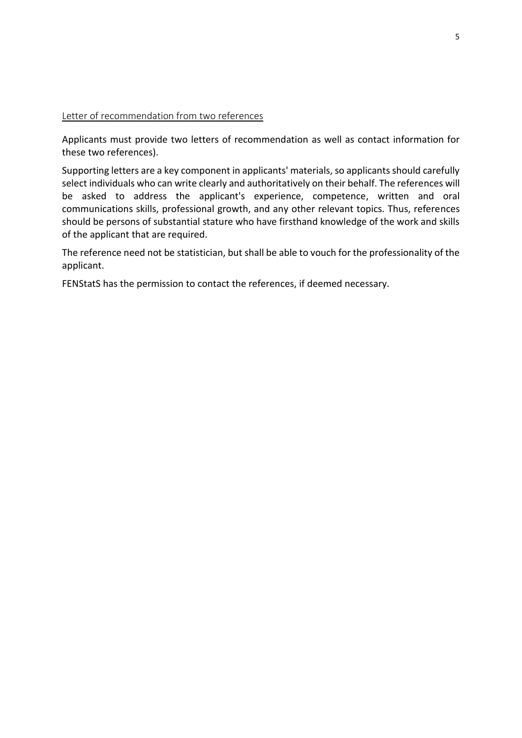Letter of recommendation from two references

Applicants must provide two letters of recommendation as well as contact information for these two references).

Supporting letters are a key component in applicants' materials, so applicants should carefully select individuals who can write clearly and authoritatively on their behalf. The references will be asked to address the applicant's experience, competence, written and oral communications skills, professional growth, and any other relevant topics. Thus, references should be persons of substantial stature who have firsthand knowledge of the work and skills of the applicant that are required.

The reference need not be statistician, but shall be able to vouch for the professionality of the applicant.

FENStatS has the permission to contact the references, if deemed necessary.